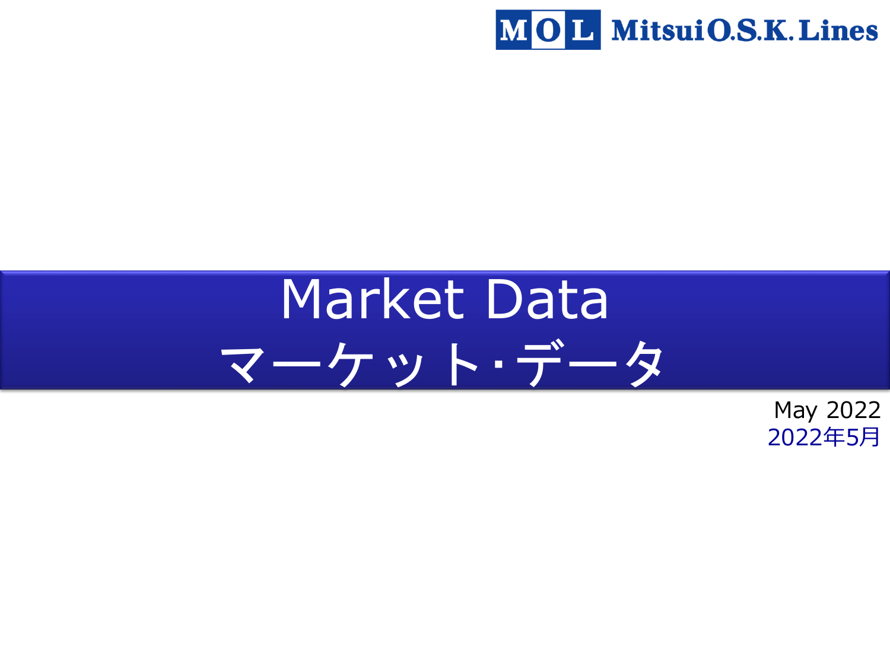Mitsui O.S.K. Lines

# Market Data
# マーケット･データ

May 2022
2022年5月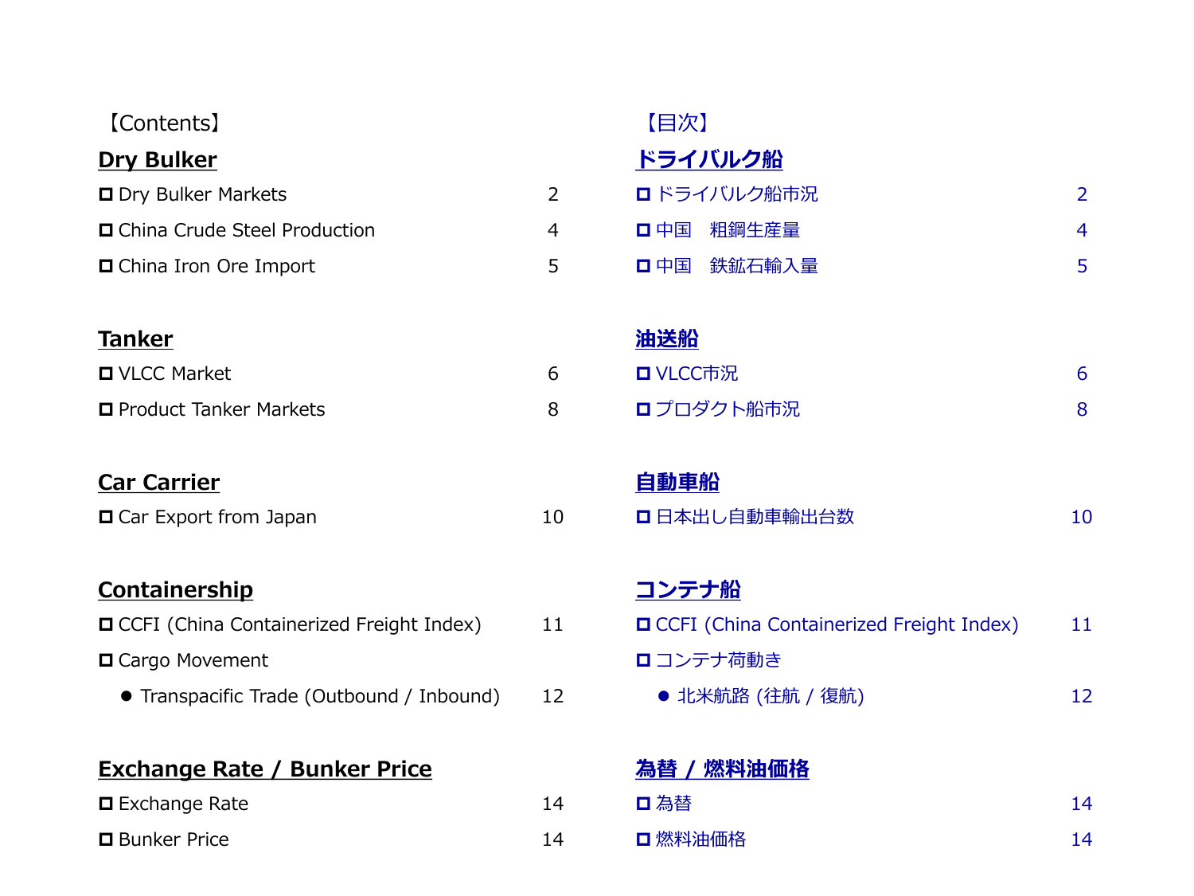【Contents】

## Dry Bulker

| | |
|---|---|
| □ Dry Bulker Markets | 2 |
| □ China Crude Steel Production | 4 |
| □ China Iron Ore Import | 5 |

## Tanker

| | |
|---|---|
| □ VLCC Market | 6 |
| □ Product Tanker Markets | 8 |

## Car Carrier

| | |
|---|---|
| □ Car Export from Japan | 10 |

## Containership

| | |
|---|---|
| □ CCFI (China Containerized Freight Index) | 11 |
| □ Cargo Movement | |
| ● Transpacific Trade (Outbound / Inbound) | 12 |

## Exchange Rate / Bunker Price

| | |
|---|---|
| □ Exchange Rate | 14 |
| □ Bunker Price | 14 |

【目次】

## ドライバルク船

| | |
|---|---|
| □ ドライバルク船市況 | 2 |
| □ 中国　粗鋼生産量 | 4 |
| □ 中国　鉄鉱石輸入量 | 5 |

## 油送船

| | |
|---|---|
| □ VLCC市況 | 6 |
| □ プロダクト船市況 | 8 |

## 自動車船

| | |
|---|---|
| □ 日本出し自動車輸出台数 | 10 |

## コンテナ船

| | |
|---|---|
| □ CCFI (China Containerized Freight Index) | 11 |
| □ コンテナ荷動き | |
| ● 北米航路 (往航 / 復航) | 12 |

## 為替 / 燃料油価格

| | |
|---|---|
| □ 為替 | 14 |
| □ 燃料油価格 | 14 |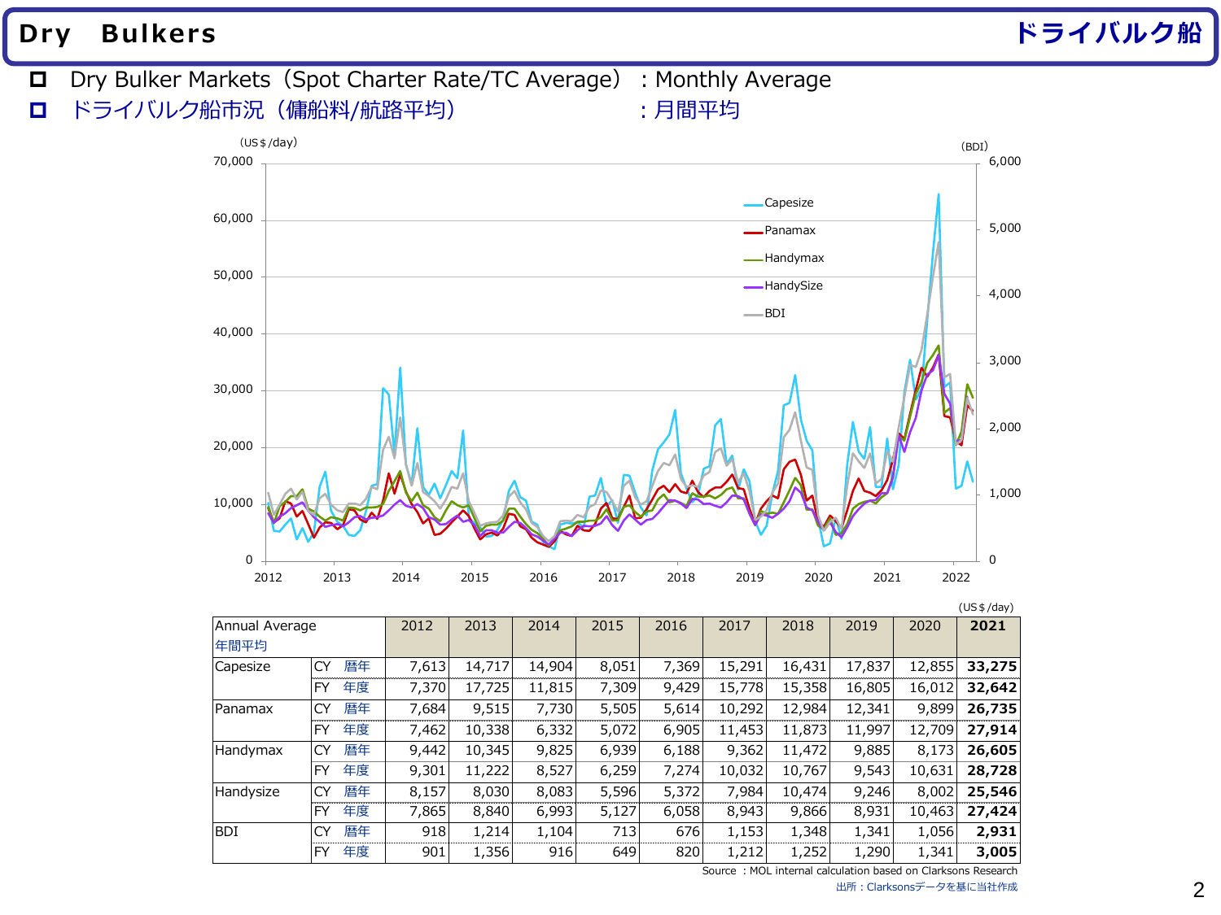# Dry Bulkers ドライバルク船

- Dry Bulker Markets（Spot Charter Rate/TC Average） : Monthly Average
- ドライバルク船市況（傭船料/航路平均） : 月間平均

(US$/day)

| Annual Average 年間平均 | | 2012 | 2013 | 2014 | 2015 | 2016 | 2017 | 2018 | 2019 | 2020 | **2021** |
|---|---|---|---|---|---|---|---|---|---|---|---|
| Capesize | CY 暦年 | 7,613 | 14,717 | 14,904 | 8,051 | 7,369 | 15,291 | 16,431 | 17,837 | 12,855 | **33,275** |
| | FY 年度 | 7,370 | 17,725 | 11,815 | 7,309 | 9,429 | 15,778 | 15,358 | 16,805 | 16,012 | **32,642** |
| Panamax | CY 暦年 | 7,684 | 9,515 | 7,730 | 5,505 | 5,614 | 10,292 | 12,984 | 12,341 | 9,899 | **26,735** |
| | FY 年度 | 7,462 | 10,338 | 6,332 | 5,072 | 6,905 | 11,453 | 11,873 | 11,997 | 12,709 | **27,914** |
| Handymax | CY 暦年 | 9,442 | 10,345 | 9,825 | 6,939 | 6,188 | 9,362 | 11,472 | 9,885 | 8,173 | **26,605** |
| | FY 年度 | 9,301 | 11,222 | 8,527 | 6,259 | 7,274 | 10,032 | 10,767 | 9,543 | 10,631 | **28,728** |
| Handysize | CY 暦年 | 8,157 | 8,030 | 8,083 | 5,596 | 5,372 | 7,984 | 10,474 | 9,246 | 8,002 | **25,546** |
| | FY 年度 | 7,865 | 8,840 | 6,993 | 5,127 | 6,058 | 8,943 | 9,866 | 8,931 | 10,463 | **27,424** |
| BDI | CY 暦年 | 918 | 1,214 | 1,104 | 713 | 676 | 1,153 | 1,348 | 1,341 | 1,056 | **2,931** |
| | FY 年度 | 901 | 1,356 | 916 | 649 | 820 | 1,212 | 1,252 | 1,290 | 1,341 | **3,005** |

Source : MOL internal calculation based on Clarksons Research

出所：Clarksonsデータを基に当社作成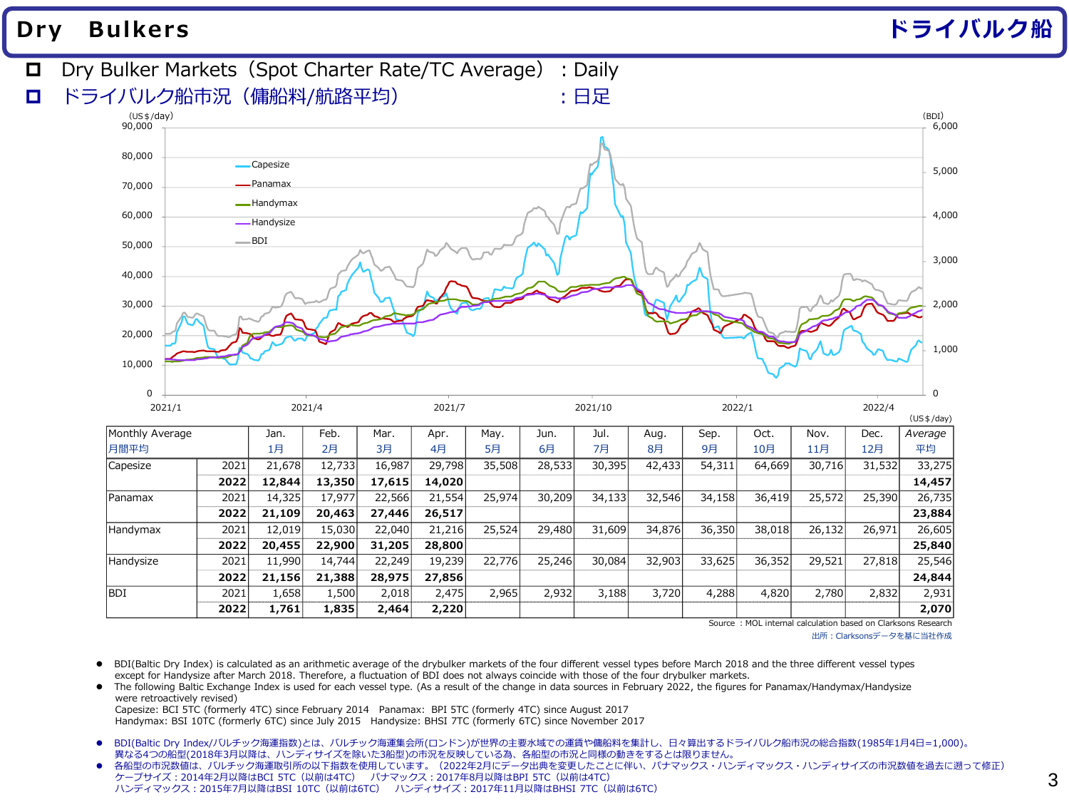# Dry Bulkers ドライバルク船

- Dry Bulker Markets（Spot Charter Rate/TC Average） : Daily
- ドライバルク船市況（傭船料/航路平均） : 日足

(US$/day)

| Monthly Average<br>月間平均 | | Jan.<br>1月 | Feb.<br>2月 | Mar.<br>3月 | Apr.<br>4月 | May.<br>5月 | Jun.<br>6月 | Jul.<br>7月 | Aug.<br>8月 | Sep.<br>9月 | Oct.<br>10月 | Nov.<br>11月 | Dec.<br>12月 | *Average*<br>平均 |
|---|---|---|---|---|---|---|---|---|---|---|---|---|---|---|
| Capesize | 2021 | 21,678 | 12,733 | 16,987 | 29,798 | 35,508 | 28,533 | 30,395 | 42,433 | 54,311 | 64,669 | 30,716 | 31,532 | 33,275 |
| | **2022** | **12,844** | **13,350** | **17,615** | **14,020** | | | | | | | | | **14,457** |
| Panamax | 2021 | 14,325 | 17,977 | 22,566 | 21,554 | 25,974 | 30,209 | 34,133 | 32,546 | 34,158 | 36,419 | 25,572 | 25,390 | 26,735 |
| | **2022** | **21,109** | **20,463** | **27,446** | **26,517** | | | | | | | | | **23,884** |
| Handymax | 2021 | 12,019 | 15,030 | 22,040 | 21,216 | 25,524 | 29,480 | 31,609 | 34,876 | 36,350 | 38,018 | 26,132 | 26,971 | 26,605 |
| | **2022** | **20,455** | **22,900** | **31,205** | **28,800** | | | | | | | | | **25,840** |
| Handysize | 2021 | 11,990 | 14,744 | 22,249 | 19,239 | 22,776 | 25,246 | 30,084 | 32,903 | 33,625 | 36,352 | 29,521 | 27,818 | 25,546 |
| | **2022** | **21,156** | **21,388** | **28,975** | **27,856** | | | | | | | | | **24,844** |
| BDI | 2021 | 1,658 | 1,500 | 2,018 | 2,475 | 2,965 | 2,932 | 3,188 | 3,720 | 4,288 | 4,820 | 2,780 | 2,832 | 2,931 |
| | **2022** | **1,761** | **1,835** | **2,464** | **2,220** | | | | | | | | | **2,070** |

Source : MOL internal calculation based on Clarksons Research

出所：Clarksonsデータを基に当社作成

- BDI(Baltic Dry Index) is calculated as an arithmetic average of the drybulker markets of the four different vessel types before March 2018 and the three different vessel types except for Handysize after March 2018. Therefore, a fluctuation of BDI does not always coincide with those of the four drybulker markets.
- The following Baltic Exchange Index is used for each vessel type. (As a result of the change in data sources in February 2022, the figures for Panamax/Handymax/Handysize were retroactively revised)
  Capesize: BCI 5TC (formerly 4TC) since February 2014　Panamax: BPI 5TC (formerly 4TC) since August 2017
  Handymax: BSI 10TC (formerly 6TC) since July 2015　Handysize: BHSI 7TC (formerly 6TC) since November 2017

- BDI(Baltic Dry Index/バルチック海運指数)とは、バルチック海運集会所(ロンドン)が世界の主要水域での運賃や傭船料を集計し、日々算出するドライバルク船市況の総合指数(1985年1月4日=1,000)。異なる4つの船型(2018年3月以降は、ハンディサイズを除いた3船型)の市況を反映している為、各船型の市況と同様の動きをするとは限りません。
- 各船型の市況数値は、バルチック海運取引所の以下指数を使用しています。（2022年2月にデータ出典を変更したことに伴い、パナマックス・ハンディマックス・ハンディサイズの市況数値を過去に遡って修正）
  ケープサイズ：2014年2月以降はBCI 5TC（以前は4TC）　パナマックス：2017年8月以降はBPI 5TC（以前は4TC）
  ハンディマックス：2015年7月以降はBSI 10TC（以前は6TC）　ハンディサイズ：2017年11月以降はBHSI 7TC（以前は6TC）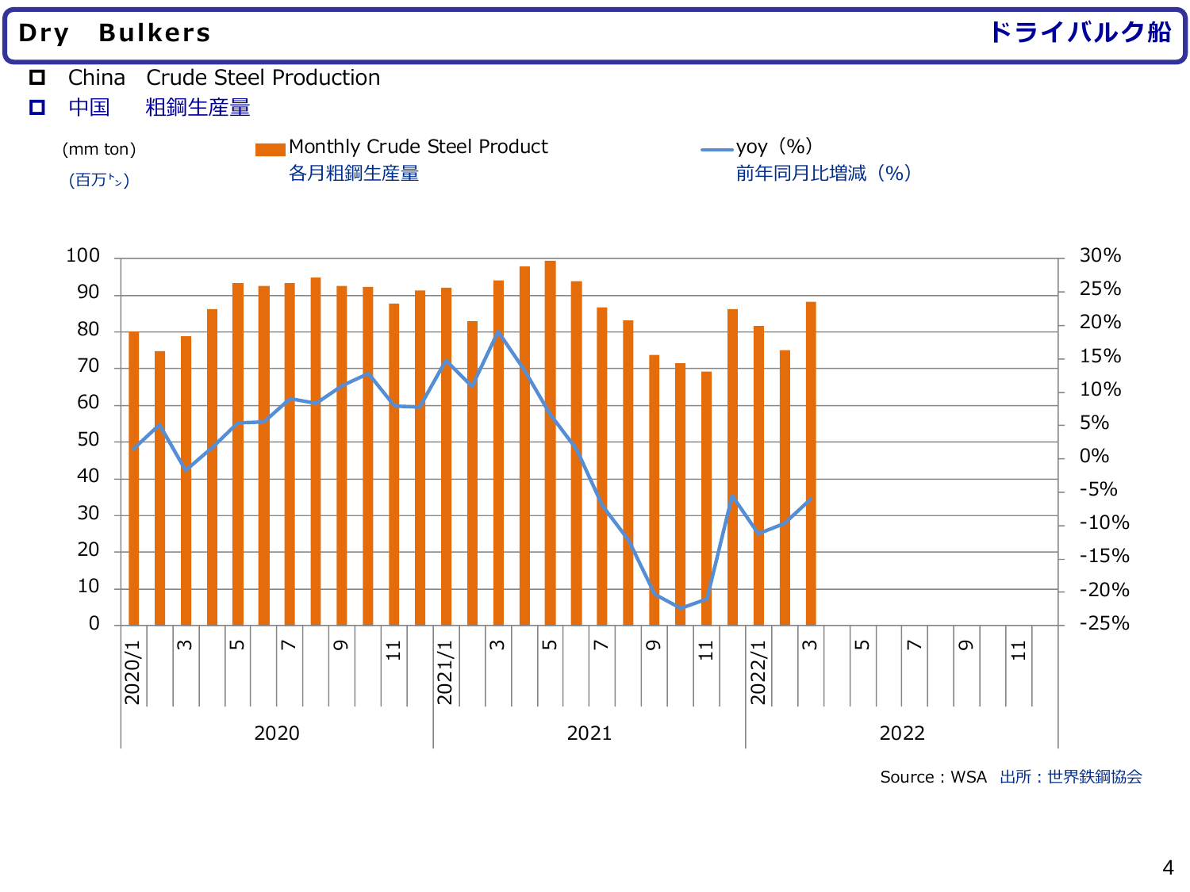# Dry Bulkers ドライバルク船

- China Crude Steel Production
- 中国 粗鋼生産量

(mm ton)
(百万ﾄﾝ)

Monthly Crude Steel Product
各月粗鋼生産量

yoy（%）
前年同月比増減（%）

Source：WSA 出所：世界鉄鋼協会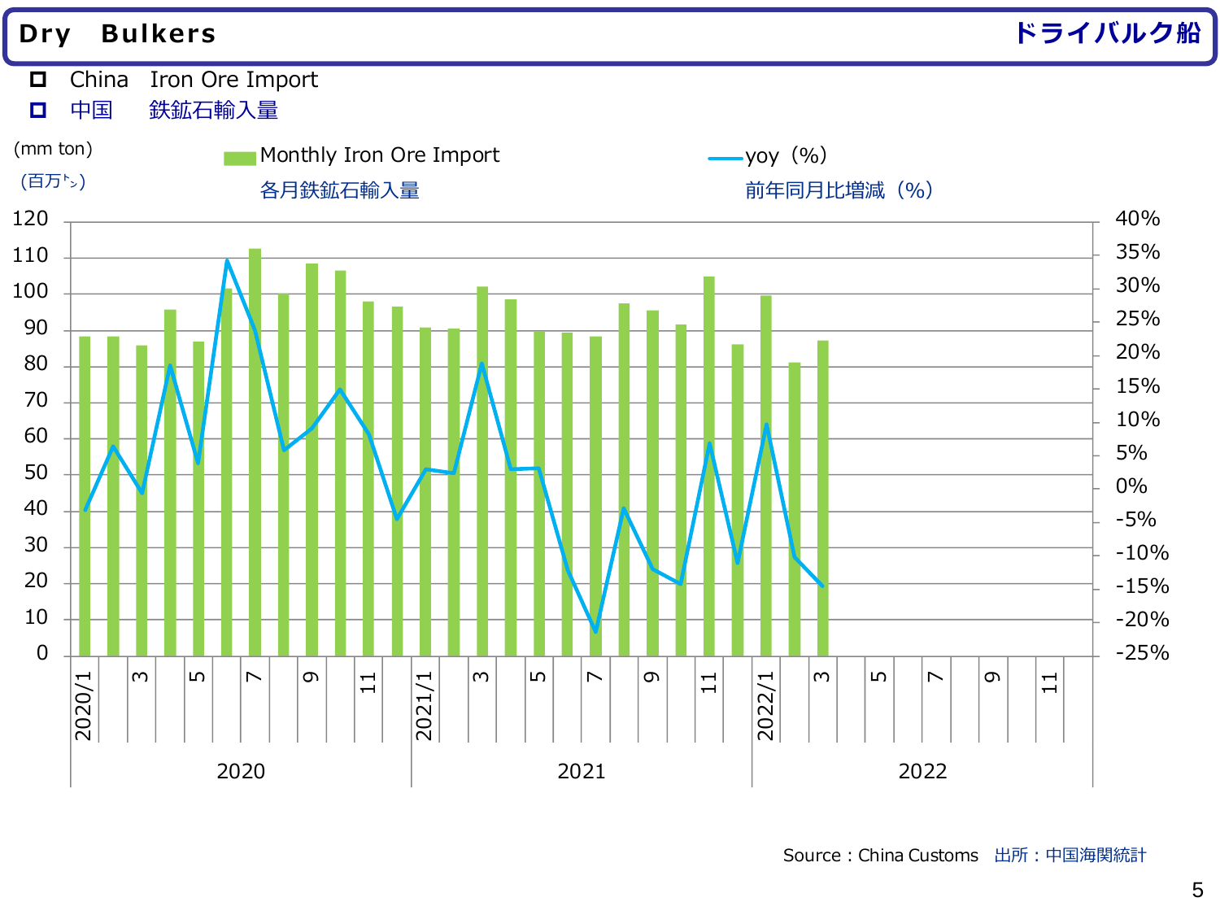# Dry Bulkers ドライバルク船

- China Iron Ore Import
- 中国 鉄鉱石輸入量

(mm ton)
(百万ﾄﾝ)

Monthly Iron Ore Import 各月鉄鉱石輸入量

yoy（%） 前年同月比増減（%）

Source：China Customs 出所：中国海関統計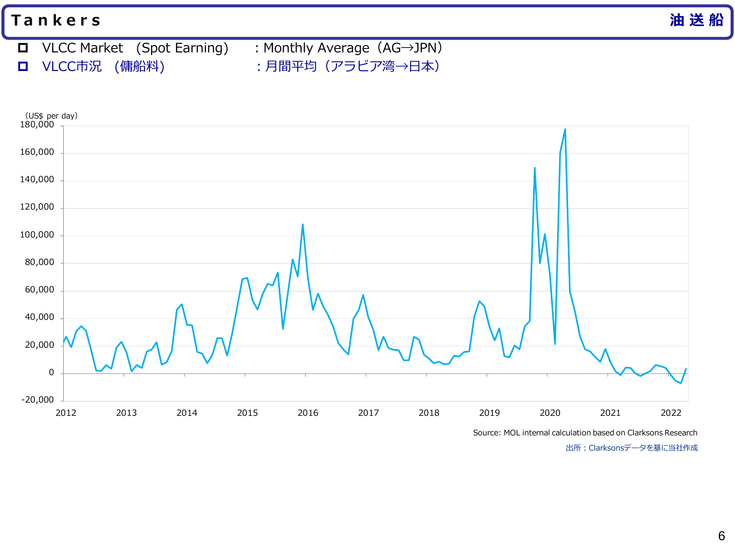# Tankers 油送船

- VLCC Market (Spot Earning) : Monthly Average (AG→JPN)
- VLCC市況 (傭船料) ：月間平均（アラビア湾→日本）

(US$ per day)

Source: MOL internal calculation based on Clarksons Research

出所：Clarksonsデータを基に当社作成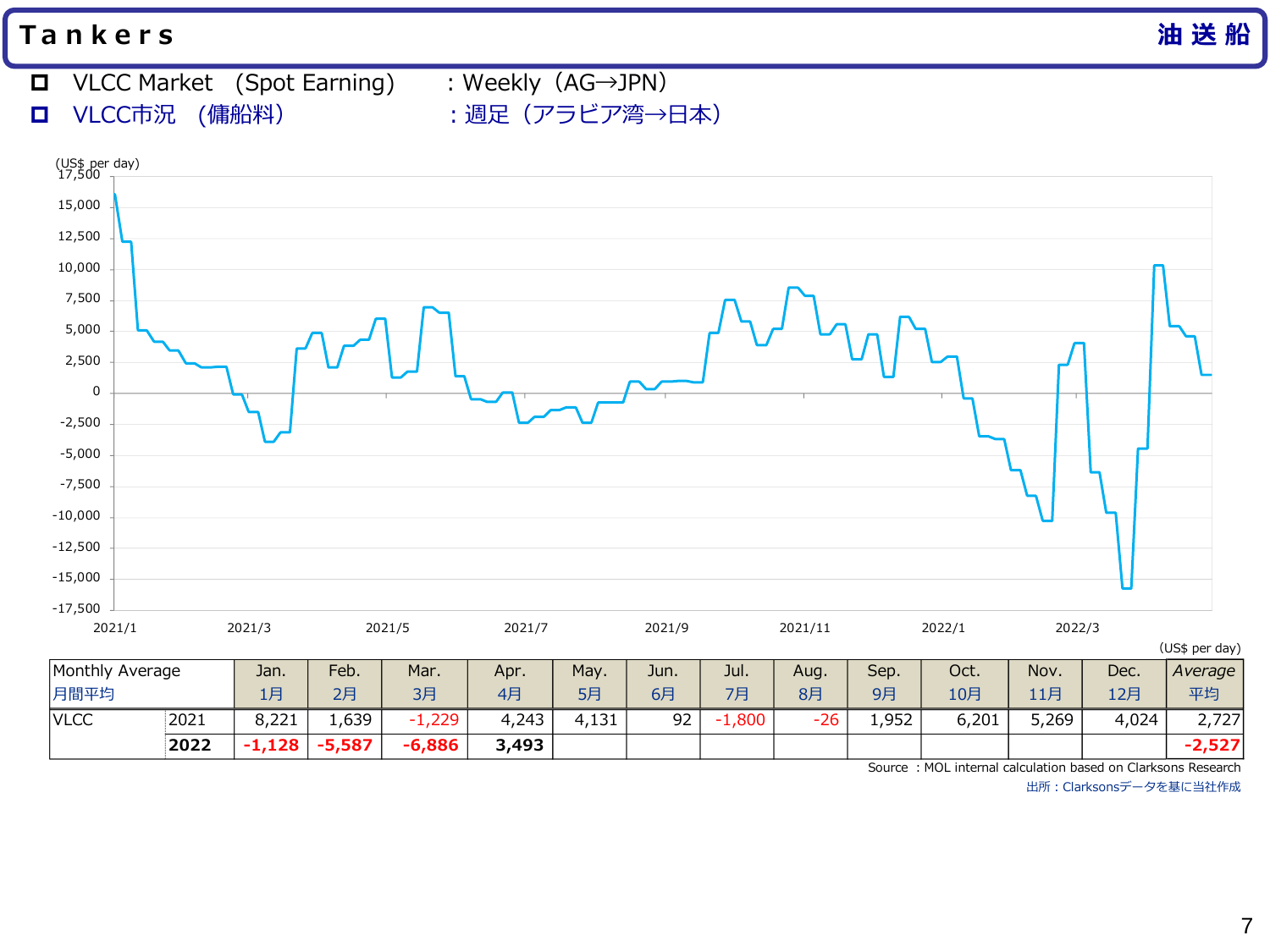# Tankers 油送船

- VLCC Market (Spot Earning) : Weekly (AG→JPN)
- VLCC市況 (傭船料) : 週足（アラビア湾→日本）

(US$ per day)

| Monthly Average 月間平均 | | Jan. 1月 | Feb. 2月 | Mar. 3月 | Apr. 4月 | May. 5月 | Jun. 6月 | Jul. 7月 | Aug. 8月 | Sep. 9月 | Oct. 10月 | Nov. 11月 | Dec. 12月 | *Average* 平均 |
|---|---|---|---|---|---|---|---|---|---|---|---|---|---|---|
| VLCC | 2021 | 8,221 | 1,639 | -1,229 | 4,243 | 4,131 | 92 | -1,800 | -26 | 1,952 | 6,201 | 5,269 | 4,024 | 2,727 |
| | **2022** | **-1,128** | **-5,587** | **-6,886** | **3,493** | | | | | | | | | **-2,527** |

Source : MOL internal calculation based on Clarksons Research
出所：Clarksonsデータを基に当社作成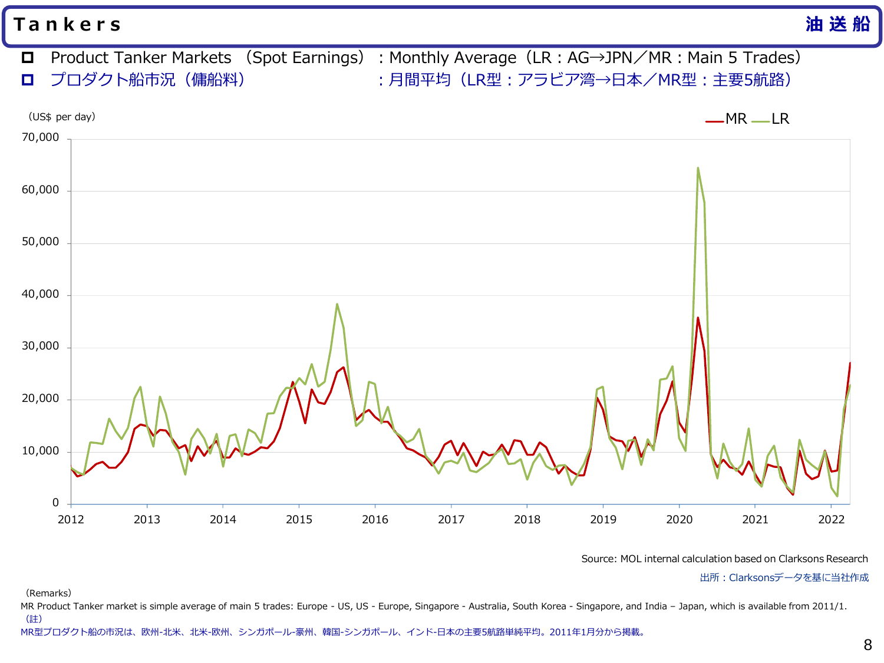# Tankers 油送船

- Product Tanker Markets （Spot Earnings） : Monthly Average（LR : AG→JPN／MR : Main 5 Trades）
- プロダクト船市況（傭船料） : 月間平均（LR型 : アラビア湾→日本／MR型 : 主要5航路）

（US$ per day）

Source: MOL internal calculation based on Clarksons Research

出所：Clarksonsデータを基に当社作成

（Remarks）

MR Product Tanker market is simple average of main 5 trades: Europe - US, US - Europe, Singapore - Australia, South Korea - Singapore, and India – Japan, which is available from 2011/1.

（註）

MR型プロダクト船の市況は、欧州-北米、北米-欧州、シンガポール-豪州、韓国-シンガポール、インド-日本の主要5航路単純平均。2011年1月分から掲載。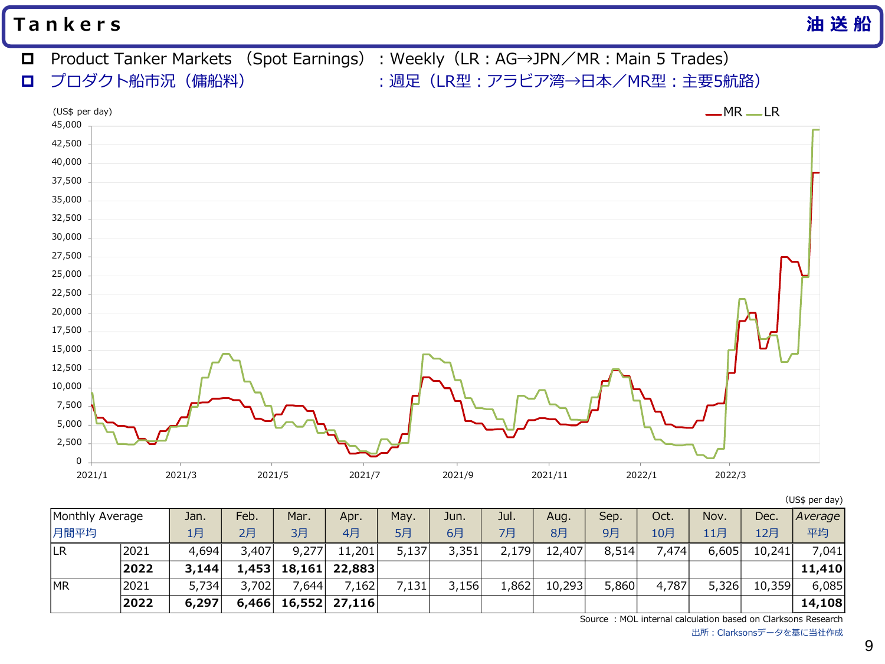# Tankers 油送船

- Product Tanker Markets （Spot Earnings） ：Weekly（LR：AG→JPN／MR：Main 5 Trades）
- プロダクト船市況（傭船料） ：週足（LR型：アラビア湾→日本／MR型：主要5航路）

(US$ per day)

| Monthly Average 月間平均 | | Jan. 1月 | Feb. 2月 | Mar. 3月 | Apr. 4月 | May. 5月 | Jun. 6月 | Jul. 7月 | Aug. 8月 | Sep. 9月 | Oct. 10月 | Nov. 11月 | Dec. 12月 | *Average* 平均 |
|---|---|---|---|---|---|---|---|---|---|---|---|---|---|---|
| LR | 2021 | 4,694 | 3,407 | 9,277 | 11,201 | 5,137 | 3,351 | 2,179 | 12,407 | 8,514 | 7,474 | 6,605 | 10,241 | 7,041 |
| | **2022** | **3,144** | **1,453** | **18,161** | **22,883** | | | | | | | | | **11,410** |
| MR | 2021 | 5,734 | 3,702 | 7,644 | 7,162 | 7,131 | 3,156 | 1,862 | 10,293 | 5,860 | 4,787 | 5,326 | 10,359 | 6,085 |
| | **2022** | **6,297** | **6,466** | **16,552** | **27,116** | | | | | | | | | **14,108** |

Source ：MOL internal calculation based on Clarksons Research
出所：Clarksonsデータを基に当社作成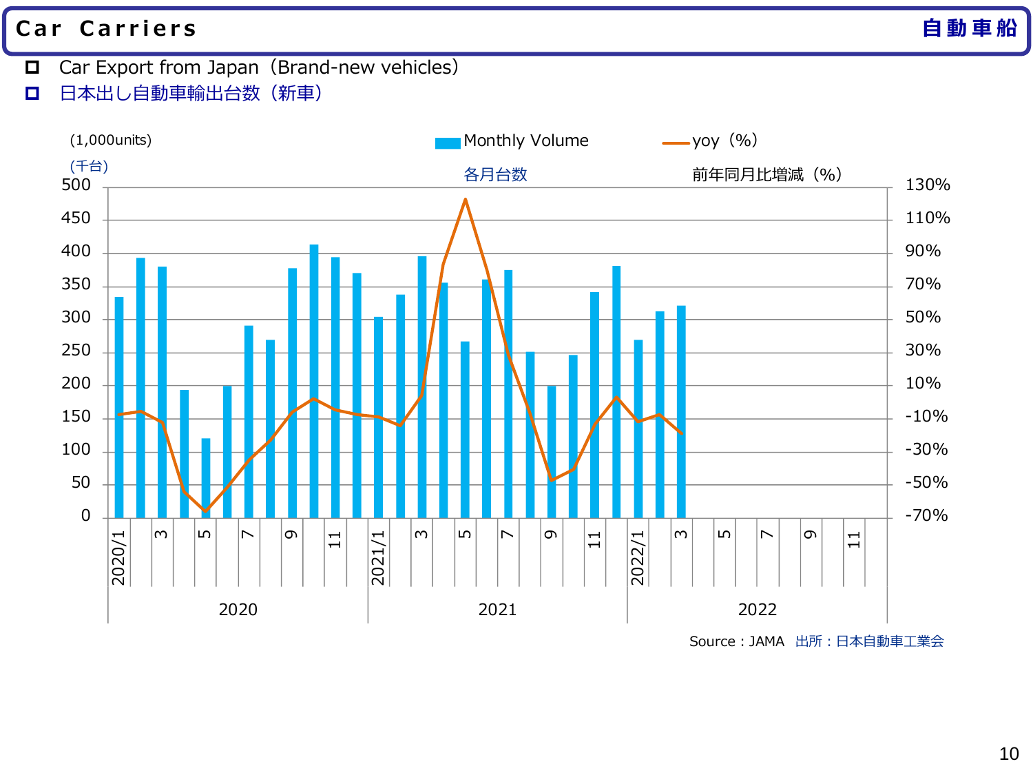# Car Carriers 自動車船

- Car Export from Japan（Brand-new vehicles）
- 日本出し自動車輸出台数（新車）

(1,000units)
(千台)

Monthly Volume
各月台数

yoy（%）
前年同月比増減（%）

Source : JAMA 出所：日本自動車工業会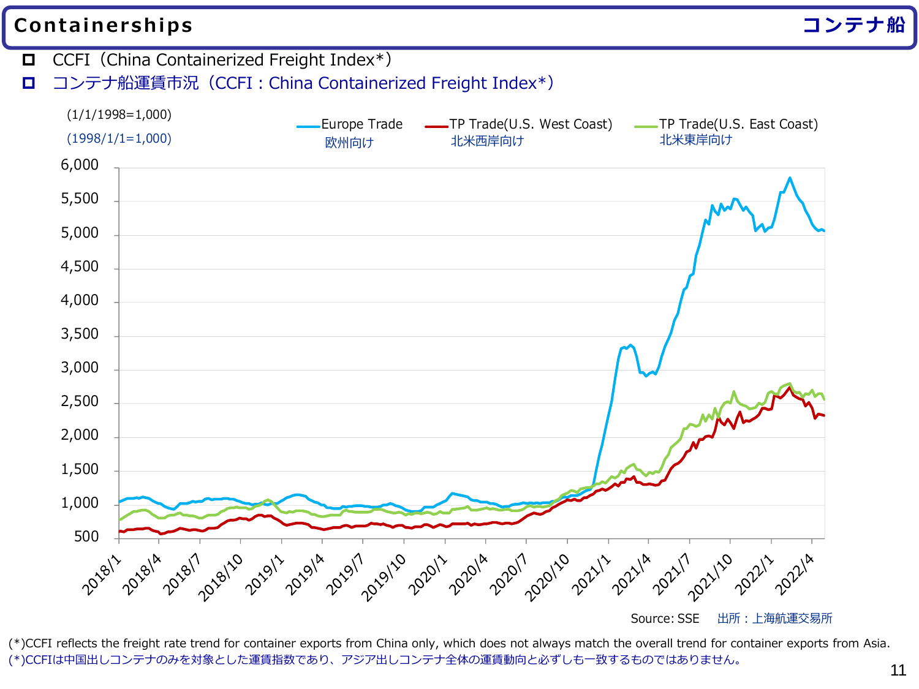# Containerships　コンテナ船

- CCFI（China Containerized Freight Index*）
- コンテナ船運賃市況（CCFI：China Containerized Freight Index*）

(1/1/1998=1,000)
(1998/1/1=1,000)

Europe Trade 欧州向け　TP Trade(U.S. West Coast) 北米西岸向け　TP Trade(U.S. East Coast) 北米東岸向け

Source: SSE　出所：上海航運交易所

(*)CCFI reflects the freight rate trend for container exports from China only, which does not always match the overall trend for container exports from Asia.
(*)CCFIは中国出しコンテナのみを対象とした運賃指数であり、アジア出しコンテナ全体の運賃動向と必ずしも一致するものではありません。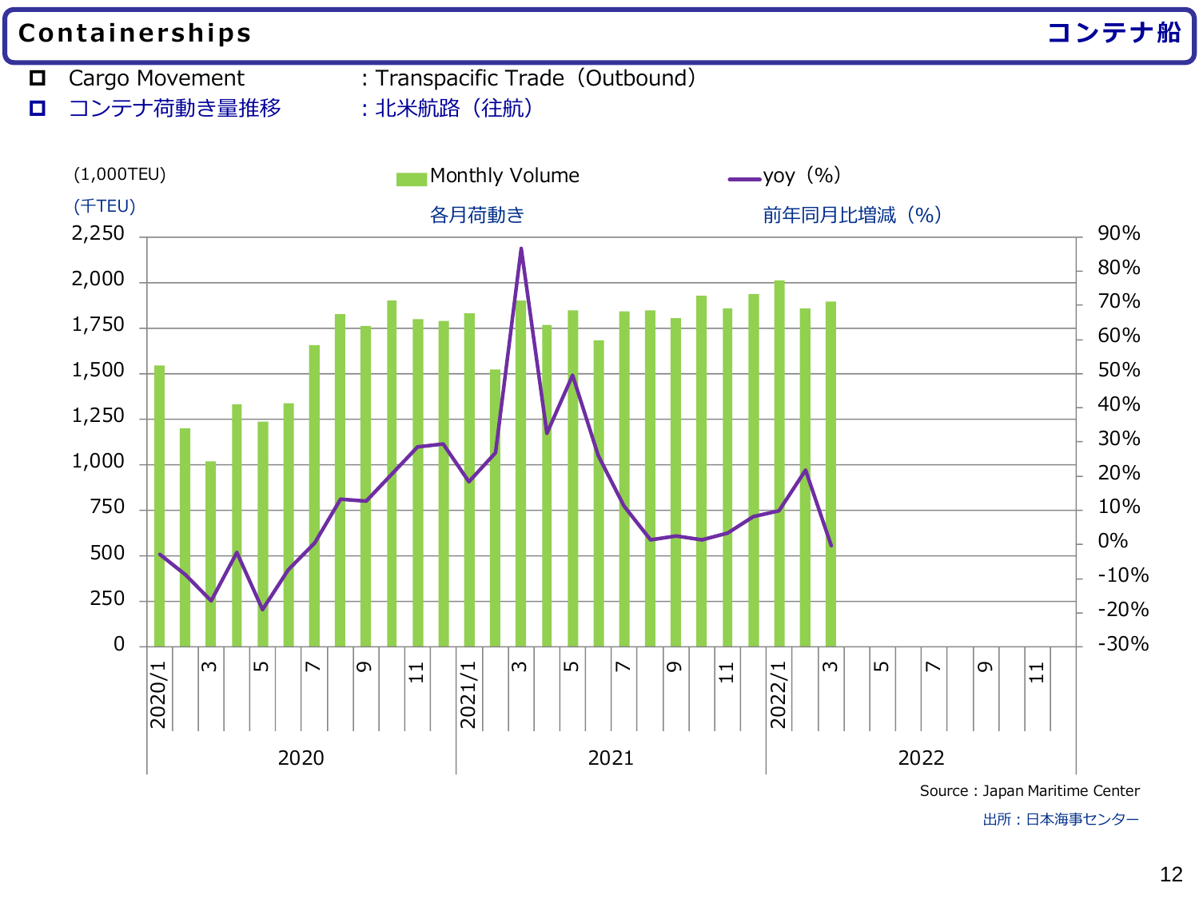# Containerships　コンテナ船

- Cargo Movement　　: Transpacific Trade（Outbound）
- コンテナ荷動き量推移　: 北米航路（往航）

(1,000TEU)
(千TEU)

Monthly Volume　各月荷動き

yoy（%）　前年同月比増減（%）

Source : Japan Maritime Center

出所：日本海事センター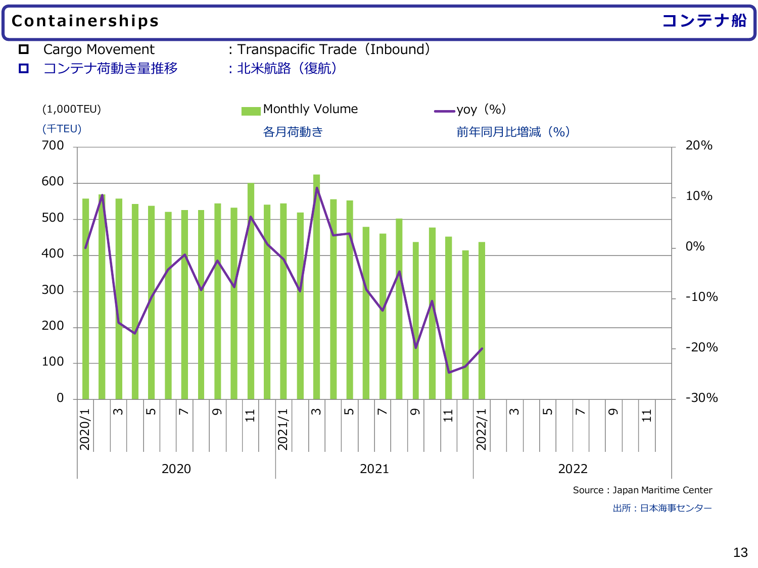# Containerships コンテナ船

- Cargo Movement : Transpacific Trade（Inbound）
- コンテナ荷動き量推移 : 北米航路（復航）

(1,000TEU)
(千TEU)

Monthly Volume 各月荷動き

yoy（%） 前年同月比増減（%）

Source : Japan Maritime Center

出所：日本海事センター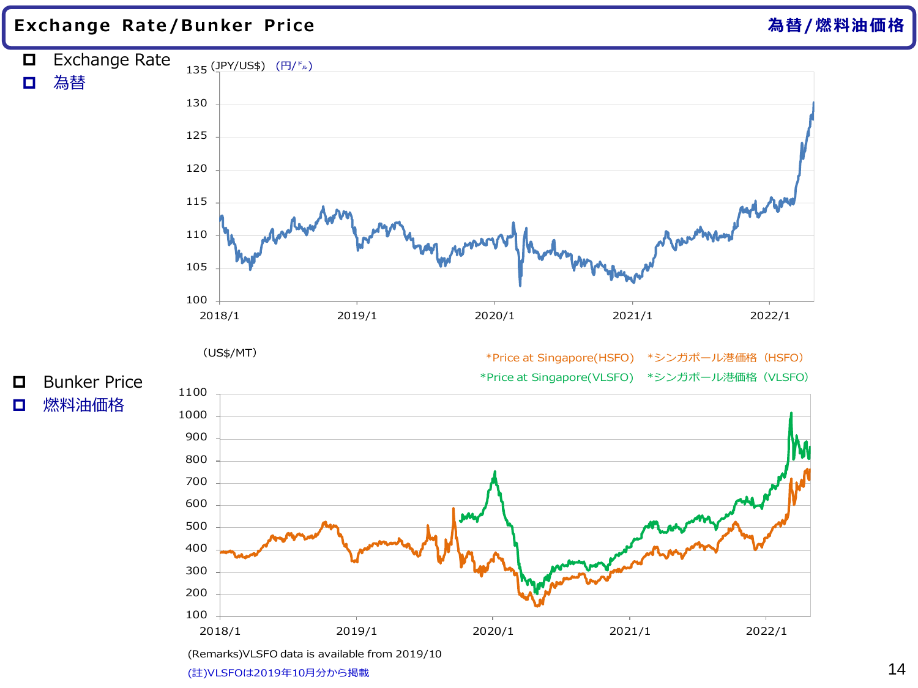# Exchange Rate/Bunker Price　為替/燃料油価格

- Exchange Rate
- 為替

(JPY/US$)　(円/㌦)

- Bunker Price
- 燃料油価格

(US$/MT)

*Price at Singapore(HSFO)　*シンガポール港価格（HSFO）

*Price at Singapore(VLSFO)　*シンガポール港価格（VLSFO）

(Remarks)VLSFO data is available from 2019/10

(註)VLSFOは2019年10月分から掲載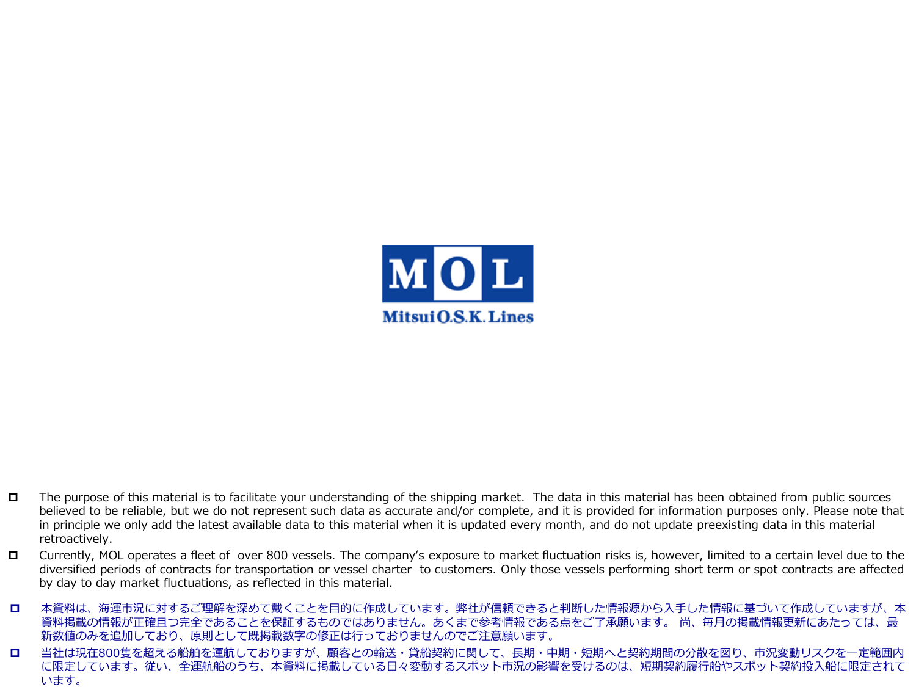MOL

Mitsui O.S.K. Lines

- The purpose of this material is to facilitate your understanding of the shipping market. The data in this material has been obtained from public sources believed to be reliable, but we do not represent such data as accurate and/or complete, and it is provided for information purposes only. Please note that in principle we only add the latest available data to this material when it is updated every month, and do not update preexisting data in this material retroactively.
- Currently, MOL operates a fleet of over 800 vessels. The company's exposure to market fluctuation risks is, however, limited to a certain level due to the diversified periods of contracts for transportation or vessel charter to customers. Only those vessels performing short term or spot contracts are affected by day to day market fluctuations, as reflected in this material.

- 本資料は、海運市況に対するご理解を深めて戴くことを目的に作成しています。弊社が信頼できると判断した情報源から入手した情報に基づいて作成していますが、本資料掲載の情報が正確且つ完全であることを保証するものではありません。あくまで参考情報である点をご了承願います。 尚、毎月の掲載情報更新にあたっては、最新数値のみを追加しており、原則として既掲載数字の修正は行っておりませんのでご注意願います。
- 当社は現在800隻を超える船舶を運航しておりますが、顧客との輸送・貸船契約に関して、長期・中期・短期へと契約期間の分散を図り、市況変動リスクを一定範囲内に限定しています。従い、全運航船のうち、本資料に掲載している日々変動するスポット市況の影響を受けるのは、短期契約履行船やスポット契約投入船に限定されています。